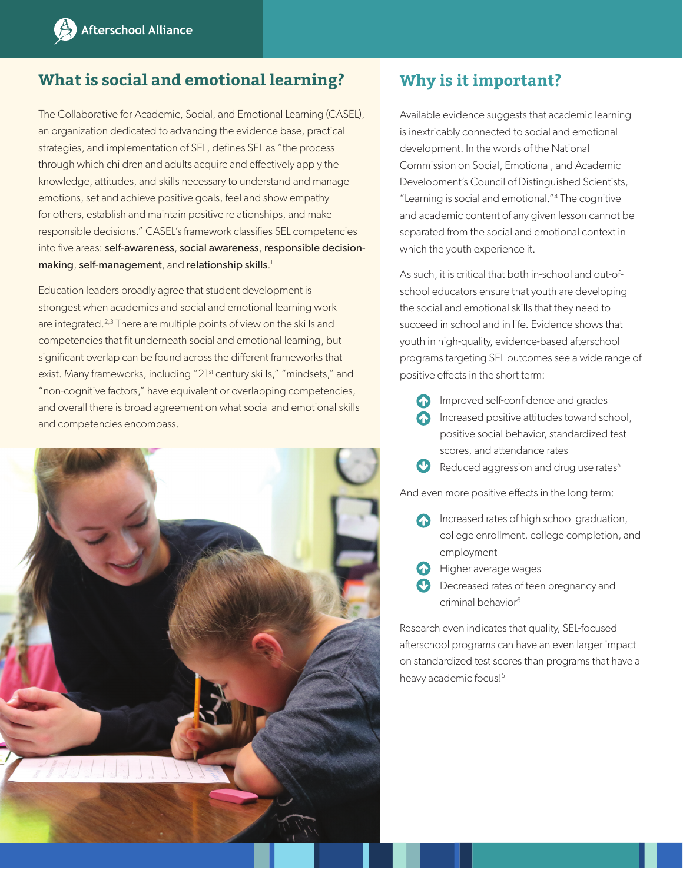## What is social and emotional learning?

The Collaborative for Academic, Social, and Emotional Learning (CASEL), an organization dedicated to advancing the evidence base, practical strategies, and implementation of SEL, defines SEL as "the process through which children and adults acquire and effectively apply the knowledge, attitudes, and skills necessary to understand and manage emotions, set and achieve positive goals, feel and show empathy for others, establish and maintain positive relationships, and make responsible decisions." CASEL's framework classifies SEL competencies into five areas: **self-awareness**, **social awareness**, **responsible decision-making**, **self-management**, and **relationship skills**.[1]

Education leaders broadly agree that student development is strongest when academics and social and emotional learning work are integrated.[2,3] There are multiple points of view on the skills and competencies that fit underneath social and emotional learning, but significant overlap can be found across the different frameworks that exist. Many frameworks, including "21st century skills," "mindsets," and "non-cognitive factors," have equivalent or overlapping competencies, and overall there is broad agreement on what social and emotional skills and competencies encompass.

## Why is it important?

Available evidence suggests that academic learning is inextricably connected to social and emotional development. In the words of the National Commission on Social, Emotional, and Academic Development's Council of Distinguished Scientists, "Learning is social and emotional."[4] The cognitive and academic content of any given lesson cannot be separated from the social and emotional context in which the youth experience it.

As such, it is critical that both in-school and out-of-school educators ensure that youth are developing the social and emotional skills that they need to succeed in school and in life. Evidence shows that youth in high-quality, evidence-based afterschool programs targeting SEL outcomes see a wide range of positive effects in the short term:

- Improved self-confidence and grades
- Increased positive attitudes toward school, positive social behavior, standardized test scores, and attendance rates
- Reduced aggression and drug use rates[5]

And even more positive effects in the long term:

- Increased rates of high school graduation, college enrollment, college completion, and employment
- Higher average wages
- Decreased rates of teen pregnancy and criminal behavior[6]

Research even indicates that quality, SEL-focused afterschool programs can have an even larger impact on standardized test scores than programs that have a heavy academic focus![5]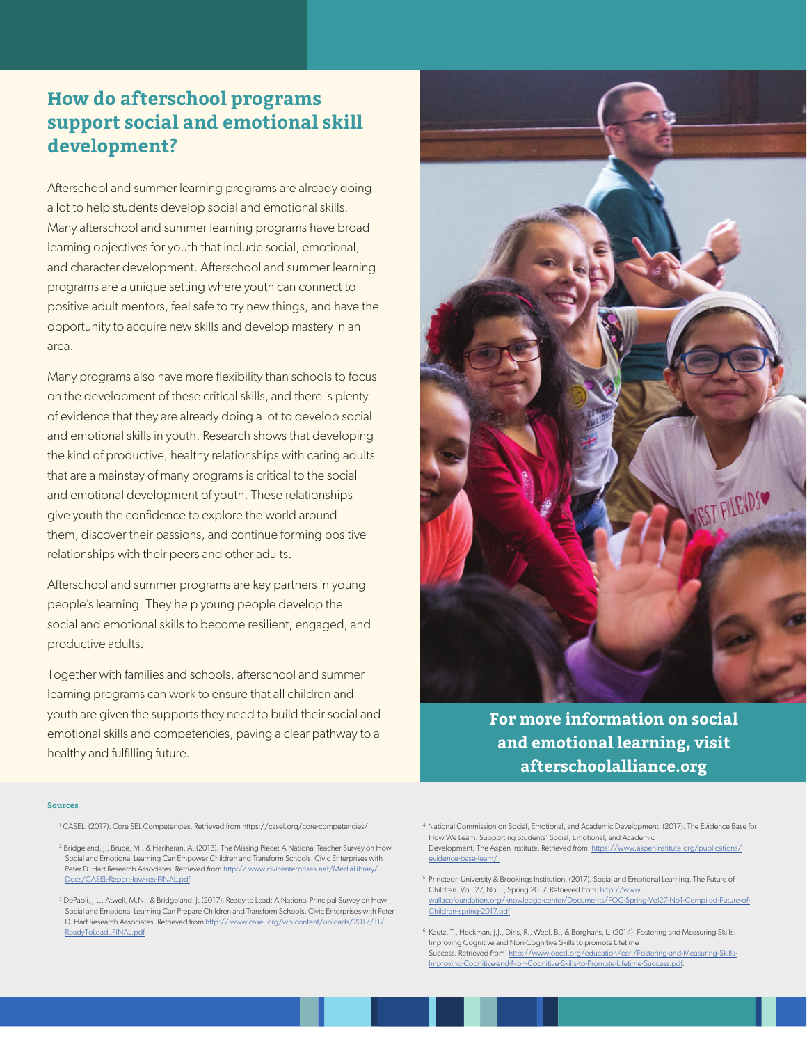## How do afterschool programs support social and emotional skill development?

Afterschool and summer learning programs are already doing a lot to help students develop social and emotional skills. Many afterschool and summer learning programs have broad learning objectives for youth that include social, emotional, and character development. Afterschool and summer learning programs are a unique setting where youth can connect to positive adult mentors, feel safe to try new things, and have the opportunity to acquire new skills and develop mastery in an area.

Many programs also have more flexibility than schools to focus on the development of these critical skills, and there is plenty of evidence that they are already doing a lot to develop social and emotional skills in youth. Research shows that developing the kind of productive, healthy relationships with caring adults that are a mainstay of many programs is critical to the social and emotional development of youth. These relationships give youth the confidence to explore the world around them, discover their passions, and continue forming positive relationships with their peers and other adults.

Afterschool and summer programs are key partners in young people's learning. They help young people develop the social and emotional skills to become resilient, engaged, and productive adults.

Together with families and schools, afterschool and summer learning programs can work to ensure that all children and youth are given the supports they need to build their social and emotional skills and competencies, paving a clear pathway to a healthy and fulfilling future.

**For more information on social and emotional learning, visit afterschoolalliance.org**

**Sources**

[1] CASEL. (2017). Core SEL Competencies. Retrieved from https://casel.org/core-competencies/

[2] Bridgeland, J., Bruce, M., & Hariharan, A. (2013). The Missing Piece: A National Teacher Survey on How Social and Emotional Learning Can Empower Children and Transform Schools. Civic Enterprises with Peter D. Hart Research Associates. Retrieved from http:// www.civicenterprises.net/MediaLibrary/Docs/CASEL-Report-low-res-FINAL.pdf

[3] DePaoli, J.L., Atwell, M.N., & Bridgeland, J. (2017). Ready to Lead: A National Principal Survey on How Social and Emotional Learning Can Prepare Children and Transform Schools. Civic Enterprises with Peter D. Hart Research Associates. Retrieved from http:// www.casel.org/wp-content/uploads/2017/11/ReadyToLead_FINAL.pdf

[4] National Commission on Social, Emotional, and Academic Development. (2017). The Evidence Base for How We Learn: Supporting Students' Social, Emotional, and Academic Development. The Aspen Institute. Retrieved from: https://www.aspeninstitute.org/publications/evidence-base-learn/

[5] Princteon University & Brookings Institution. (2017). Social and Emotional Learning. The Future of Children. Vol. 27, No. 1, Spring 2017. Retrieved from: http://www.wallacefoundation.org/knowledge-center/Documents/FOC-Spring-Vol27-No1-Compiled-Future-of-Children-spring-2017.pdf

[6] Kautz, T., Heckman, J.J., Diris, R., Weel, B., & Borghans, L. (2014). Fostering and Measuring Skills: Improving Cognitive and Non-Cognitive Skills to promote Lifetime Success. Retrieved from: http://www.oecd.org/education/ceri/Fostering-and-Measuring-Skills-Improving-Cognitive-and-Non-Cognitive-Skills-to-Promote-Lifetime-Success.pdf.